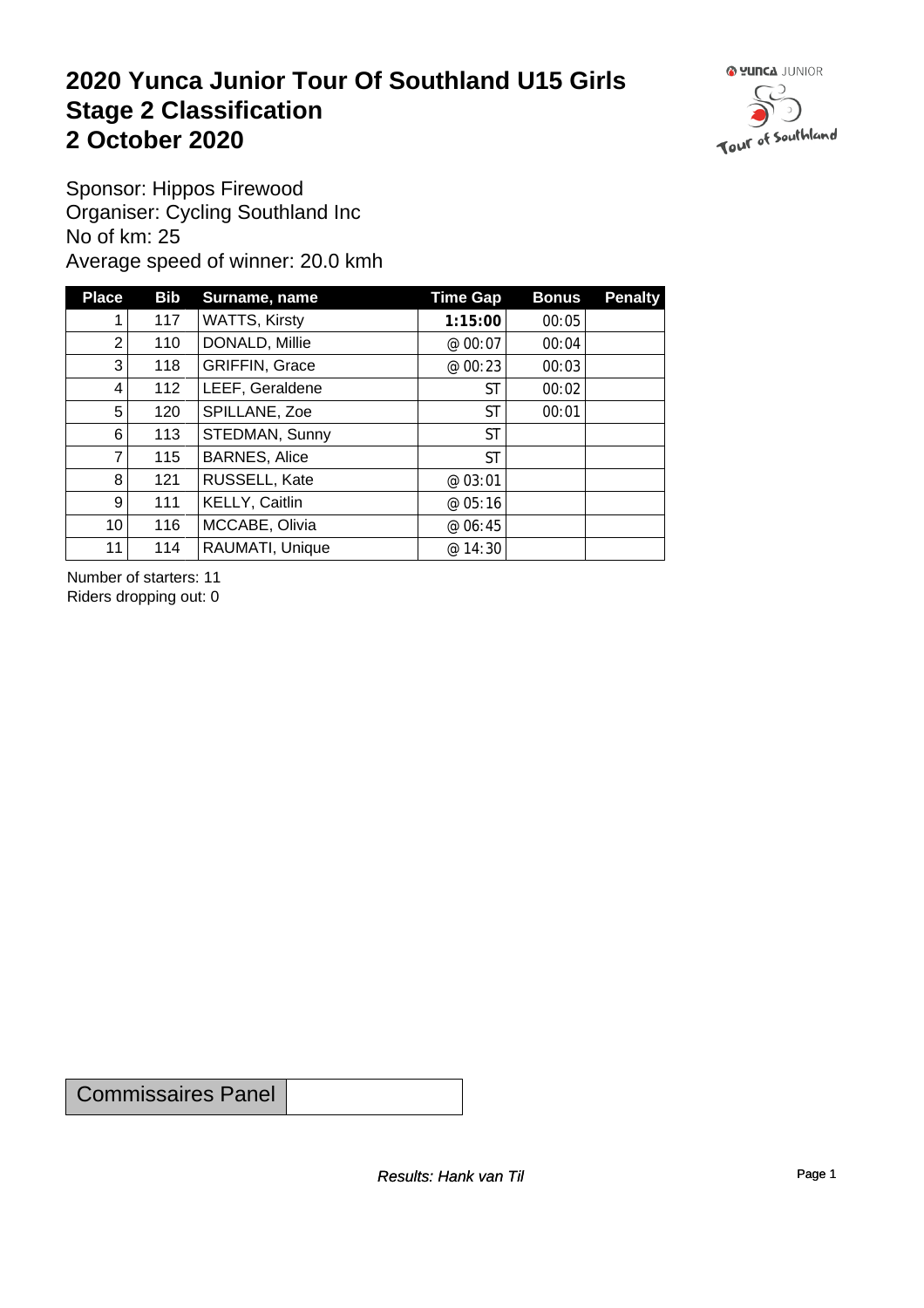# 2020 Yunca Junior Tour Of Southland U15 Girls
# Stage 2 Classification
# 2 October 2020

Sponsor: Hippos Firewood
Organiser: Cycling Southland Inc
No of km: 25
Average speed of winner: 20.0 kmh

| Place | Bib | Surname, name | Time Gap | Bonus | Penalty |
|---|---|---|---|---|---|
| 1 | 117 | WATTS, Kirsty | **1:15:00** | 00:05 | |
| 2 | 110 | DONALD, Millie | @ 00:07 | 00:04 | |
| 3 | 118 | GRIFFIN, Grace | @ 00:23 | 00:03 | |
| 4 | 112 | LEEF, Geraldene | ST | 00:02 | |
| 5 | 120 | SPILLANE, Zoe | ST | 00:01 | |
| 6 | 113 | STEDMAN, Sunny | ST | | |
| 7 | 115 | BARNES, Alice | ST | | |
| 8 | 121 | RUSSELL, Kate | @ 03:01 | | |
| 9 | 111 | KELLY, Caitlin | @ 05:16 | | |
| 10 | 116 | MCCABE, Olivia | @ 06:45 | | |
| 11 | 114 | RAUMATI, Unique | @ 14:30 | | |

Number of starters: 11
Riders dropping out: 0

| Commissaires Panel | |
|---|---|

*Results: Hank van Til*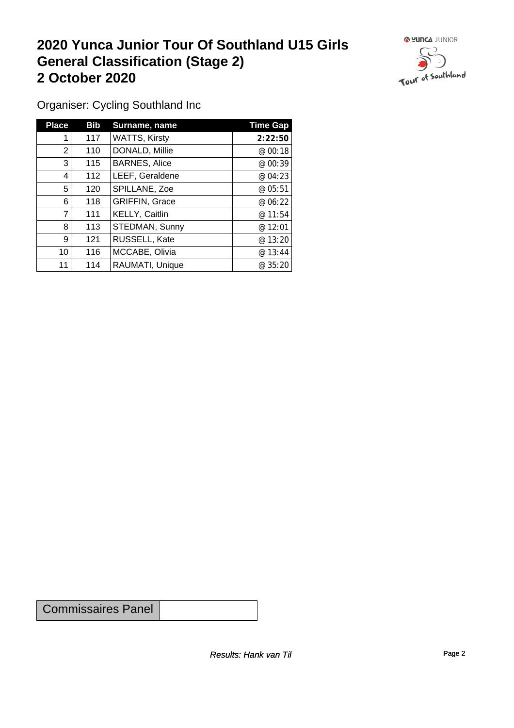# 2020 Yunca Junior Tour Of Southland U15 Girls
# General Classification (Stage 2)
# 2 October 2020

Organiser: Cycling Southland Inc

| Place | Bib | Surname, name | Time Gap |
|---|---|---|---|
| 1 | 117 | WATTS, Kirsty | **2:22:50** |
| 2 | 110 | DONALD, Millie | @ 00:18 |
| 3 | 115 | BARNES, Alice | @ 00:39 |
| 4 | 112 | LEEF, Geraldene | @ 04:23 |
| 5 | 120 | SPILLANE, Zoe | @ 05:51 |
| 6 | 118 | GRIFFIN, Grace | @ 06:22 |
| 7 | 111 | KELLY, Caitlin | @ 11:54 |
| 8 | 113 | STEDMAN, Sunny | @ 12:01 |
| 9 | 121 | RUSSELL, Kate | @ 13:20 |
| 10 | 116 | MCCABE, Olivia | @ 13:44 |
| 11 | 114 | RAUMATI, Unique | @ 35:20 |

| Commissaires Panel | |
|---|---|

*Results: Hank van Til*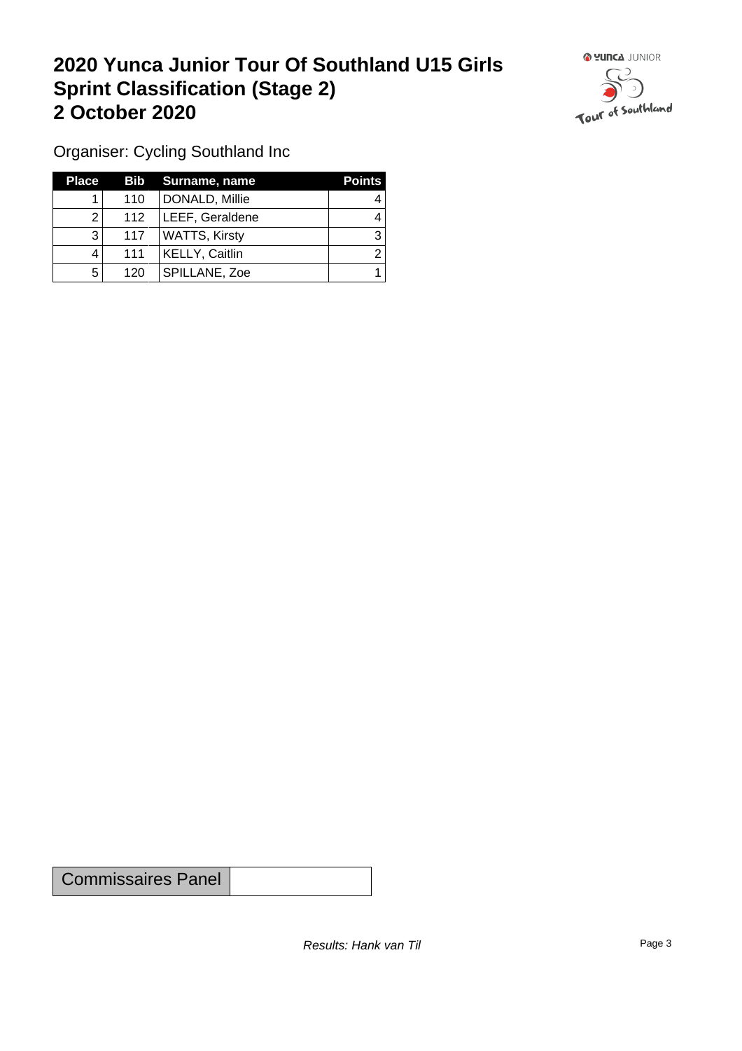# 2020 Yunca Junior Tour Of Southland U15 Girls
# Sprint Classification (Stage 2)
# 2 October 2020

Organiser: Cycling Southland Inc

| Place | Bib | Surname, name | Points |
|---|---|---|---|
| 1 | 110 | DONALD, Millie | 4 |
| 2 | 112 | LEEF, Geraldene | 4 |
| 3 | 117 | WATTS, Kirsty | 3 |
| 4 | 111 | KELLY, Caitlin | 2 |
| 5 | 120 | SPILLANE, Zoe | 1 |

| Commissaires Panel | |
|---|---|

*Results: Hank van Til*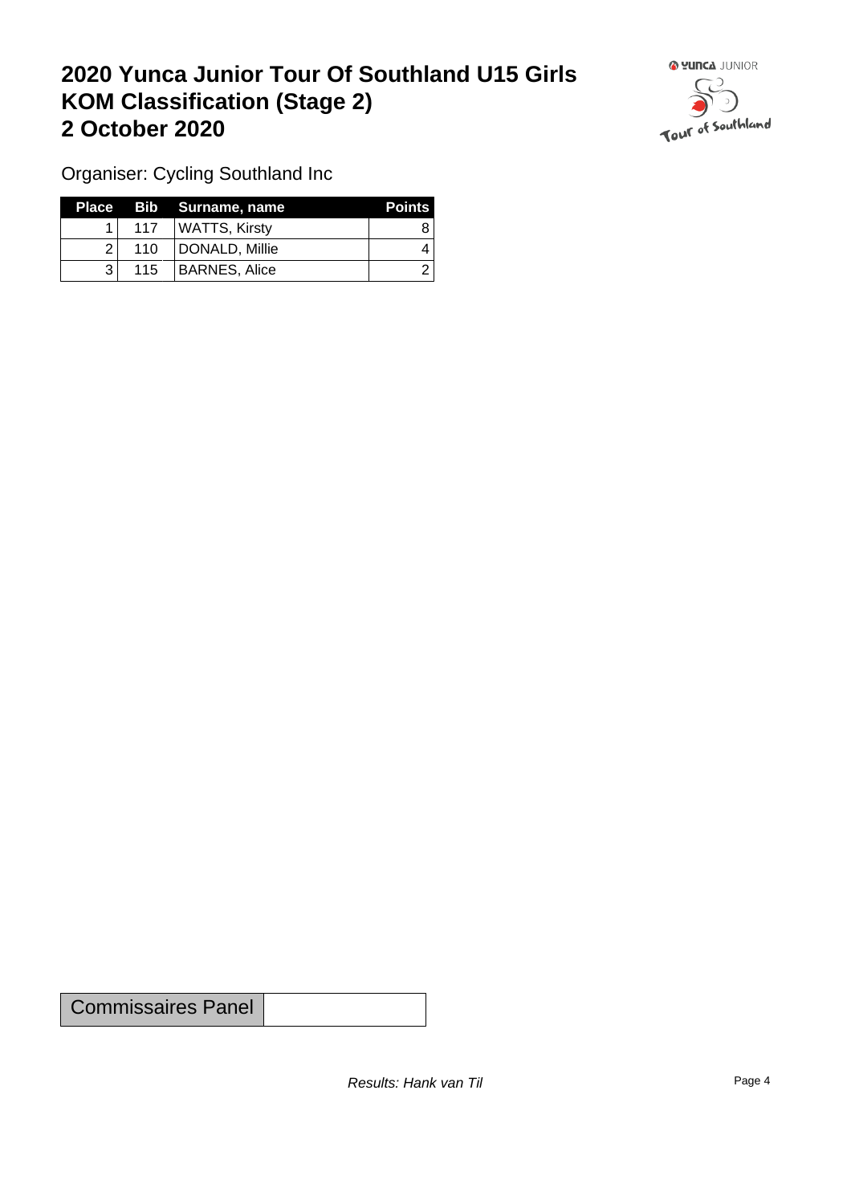# 2020 Yunca Junior Tour Of Southland U15 Girls KOM Classification (Stage 2) 2 October 2020

Organiser: Cycling Southland Inc

| Place | Bib | Surname, name | Points |
|---|---|---|---|
| 1 | 117 | WATTS, Kirsty | 8 |
| 2 | 110 | DONALD, Millie | 4 |
| 3 | 115 | BARNES, Alice | 2 |

| Commissaires Panel | |
|---|---|

*Results: Hank van Til*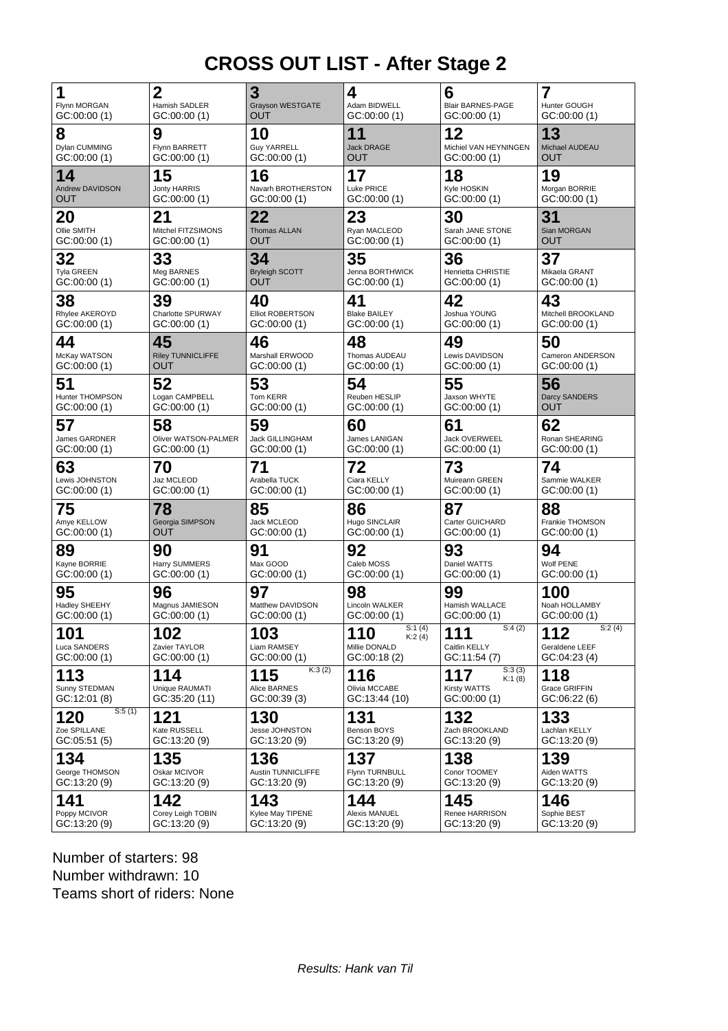# CROSS OUT LIST - After Stage 2

| | | | | | |
|---|---|---|---|---|---|
| **1** Flynn MORGAN GC:00:00 (1) | **2** Hamish SADLER GC:00:00 (1) | **3** Grayson WESTGATE OUT | **4** Adam BIDWELL GC:00:00 (1) | **6** Blair BARNES-PAGE GC:00:00 (1) | **7** Hunter GOUGH GC:00:00 (1) |
| **8** Dylan CUMMING GC:00:00 (1) | **9** Flynn BARRETT GC:00:00 (1) | **10** Guy YARRELL GC:00:00 (1) | **11** Jack DRAGE OUT | **12** Michiel VAN HEYNINGEN GC:00:00 (1) | **13** Michael AUDEAU OUT |
| **14** Andrew DAVIDSON OUT | **15** Jonty HARRIS GC:00:00 (1) | **16** Navarh BROTHERSTON GC:00:00 (1) | **17** Luke PRICE GC:00:00 (1) | **18** Kyle HOSKIN GC:00:00 (1) | **19** Morgan BORRIE GC:00:00 (1) |
| **20** Ollie SMITH GC:00:00 (1) | **21** Mitchel FITZSIMONS GC:00:00 (1) | **22** Thomas ALLAN OUT | **23** Ryan MACLEOD GC:00:00 (1) | **30** Sarah JANE STONE GC:00:00 (1) | **31** Sian MORGAN OUT |
| **32** Tyla GREEN GC:00:00 (1) | **33** Meg BARNES GC:00:00 (1) | **34** Bryleigh SCOTT OUT | **35** Jenna BORTHWICK GC:00:00 (1) | **36** Henrietta CHRISTIE GC:00:00 (1) | **37** Mikaela GRANT GC:00:00 (1) |
| **38** Rhylee AKEROYD GC:00:00 (1) | **39** Charlotte SPURWAY GC:00:00 (1) | **40** Elliot ROBERTSON GC:00:00 (1) | **41** Blake BAILEY GC:00:00 (1) | **42** Joshua YOUNG GC:00:00 (1) | **43** Mitchell BROOKLAND GC:00:00 (1) |
| **44** McKay WATSON GC:00:00 (1) | **45** Riley TUNNICLIFFE OUT | **46** Marshall ERWOOD GC:00:00 (1) | **48** Thomas AUDEAU GC:00:00 (1) | **49** Lewis DAVIDSON GC:00:00 (1) | **50** Cameron ANDERSON GC:00:00 (1) |
| **51** Hunter THOMPSON GC:00:00 (1) | **52** Logan CAMPBELL GC:00:00 (1) | **53** Tom KERR GC:00:00 (1) | **54** Reuben HESLIP GC:00:00 (1) | **55** Jaxson WHYTE GC:00:00 (1) | **56** Darcy SANDERS OUT |
| **57** James GARDNER GC:00:00 (1) | **58** Oliver WATSON-PALMER GC:00:00 (1) | **59** Jack GILLINGHAM GC:00:00 (1) | **60** James LANIGAN GC:00:00 (1) | **61** Jack OVERWEEL GC:00:00 (1) | **62** Ronan SHEARING GC:00:00 (1) |
| **63** Lewis JOHNSTON GC:00:00 (1) | **70** Jaz MCLEOD GC:00:00 (1) | **71** Arabella TUCK GC:00:00 (1) | **72** Ciara KELLY GC:00:00 (1) | **73** Muireann GREEN GC:00:00 (1) | **74** Sammie WALKER GC:00:00 (1) |
| **75** Amye KELLOW GC:00:00 (1) | **78** Georgia SIMPSON OUT | **85** Jack MCLEOD GC:00:00 (1) | **86** Hugo SINCLAIR GC:00:00 (1) | **87** Carter GUICHARD GC:00:00 (1) | **88** Frankie THOMSON GC:00:00 (1) |
| **89** Kayne BORRIE GC:00:00 (1) | **90** Harry SUMMERS GC:00:00 (1) | **91** Max GOOD GC:00:00 (1) | **92** Caleb MOSS GC:00:00 (1) | **93** Daniel WATTS GC:00:00 (1) | **94** Wolf PENE GC:00:00 (1) |
| **95** Hadley SHEEHY GC:00:00 (1) | **96** Magnus JAMIESON GC:00:00 (1) | **97** Matthew DAVIDSON GC:00:00 (1) | **98** Lincoln WALKER GC:00:00 (1) | **99** Hamish WALLACE GC:00:00 (1) | **100** Noah HOLLAMBY GC:00:00 (1) |
| **101** Luca SANDERS GC:00:00 (1) | **102** Zavier TAYLOR GC:00:00 (1) | **103** Liam RAMSEY GC:00:00 (1) | **110** S:1 (4) K:2 (4) Millie DONALD GC:00:18 (2) | **111** S:4 (2) Caitlin KELLY GC:11:54 (7) | **112** S:2 (4) Geraldene LEEF GC:04:23 (4) |
| **113** Sunny STEDMAN GC:12:01 (8) | **114** Unique RAUMATI GC:35:20 (11) | **115** K:3 (2) Alice BARNES GC:00:39 (3) | **116** Olivia MCCABE GC:13:44 (10) | **117** S:3 (3) K:1 (8) Kirsty WATTS GC:00:00 (1) | **118** Grace GRIFFIN GC:06:22 (6) |
| **120** S:5 (1) Zoe SPILLANE GC:05:51 (5) | **121** Kate RUSSELL GC:13:20 (9) | **130** Jesse JOHNSTON GC:13:20 (9) | **131** Benson BOYS GC:13:20 (9) | **132** Zach BROOKLAND GC:13:20 (9) | **133** Lachlan KELLY GC:13:20 (9) |
| **134** George THOMSON GC:13:20 (9) | **135** Oskar MCIVOR GC:13:20 (9) | **136** Austin TUNNICLIFFE GC:13:20 (9) | **137** Flynn TURNBULL GC:13:20 (9) | **138** Conor TOOMEY GC:13:20 (9) | **139** Aiden WATTS GC:13:20 (9) |
| **141** Poppy MCIVOR GC:13:20 (9) | **142** Corey Leigh TOBIN GC:13:20 (9) | **143** Kylee May TIPENE GC:13:20 (9) | **144** Alexis MANUEL GC:13:20 (9) | **145** Renee HARRISON GC:13:20 (9) | **146** Sophie BEST GC:13:20 (9) |

Number of starters: 98
Number withdrawn: 10
Teams short of riders: None

*Results: Hank van Til*